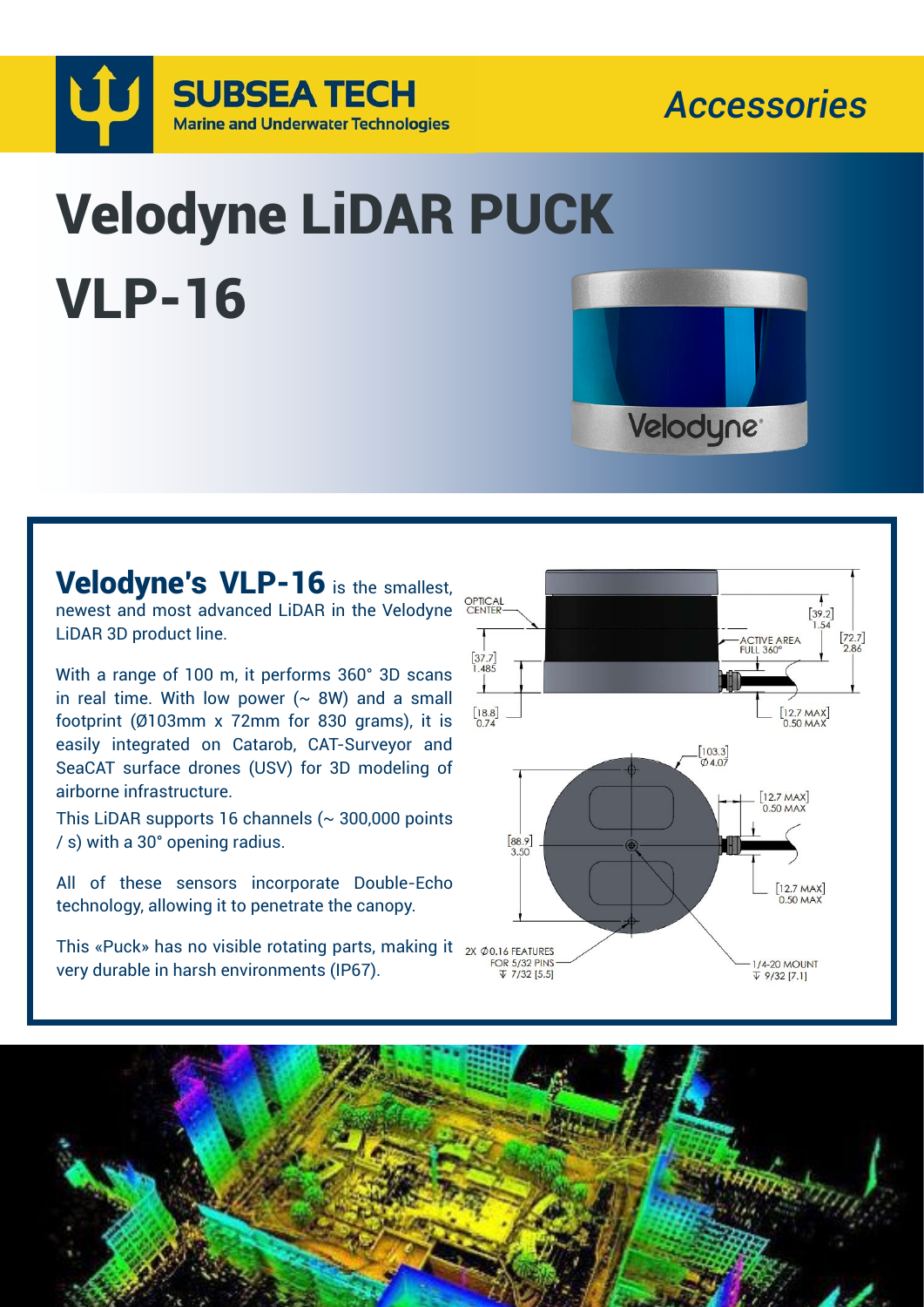**SUBSEA TECH**
Marine and Underwater Technologies

*Accessories*

# Velodyne LiDAR PUCK VLP-16

**Velodyne's VLP-16** is the smallest, newest and most advanced LiDAR in the Velodyne LiDAR 3D product line.

With a range of 100 m, it performs 360° 3D scans in real time. With low power (~ 8W) and a small footprint (Ø103mm x 72mm for 830 grams), it is easily integrated on Catarob, CAT-Surveyor and SeaCAT surface drones (USV) for 3D modeling of airborne infrastructure.

This LiDAR supports 16 channels (~ 300,000 points / s) with a 30° opening radius.

All of these sensors incorporate Double-Echo technology, allowing it to penetrate the canopy.

This «Puck» has no visible rotating parts, making it very durable in harsh environments (IP67).

OPTICAL CENTER
[37.7] 1.485
[18.8] 0.74
ACTIVE AREA FULL 360°
[39.2] 1.54
[72.7] 2.86
[12.7 MAX] 0.50 MAX
[103.3] Ø 4.07
[88.9] 3.50
[12.7 MAX] 0.50 MAX
[12.7 MAX] 0.50 MAX
2X Ø0.16 FEATURES FOR 5/32 PINS ⊽ 7/32 [5.5]
1/4-20 MOUNT ⊽ 9/32 [7.1]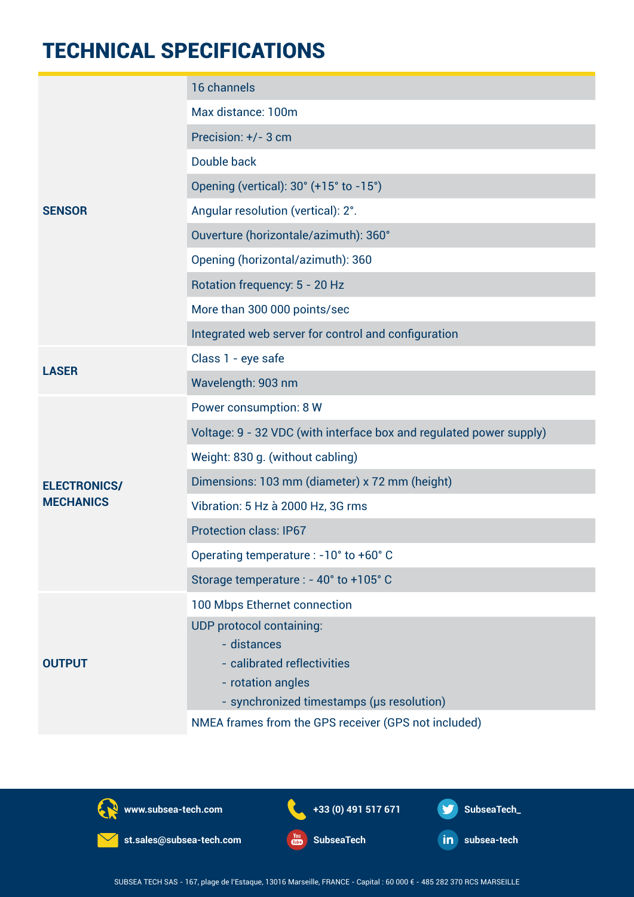# TECHNICAL SPECIFICATIONS

| | |
|---|---|
| **SENSOR** | 16 channels |
| | Max distance: 100m |
| | Precision: +/- 3 cm |
| | Double back |
| | Opening (vertical): 30° (+15° to -15°) |
| | Angular resolution (vertical): 2°. |
| | Ouverture (horizontale/azimuth): 360° |
| | Opening (horizontal/azimuth): 360 |
| | Rotation frequency: 5 - 20 Hz |
| | More than 300 000 points/sec |
| | Integrated web server for control and configuration |
| **LASER** | Class 1 - eye safe |
| | Wavelength: 903 nm |
| **ELECTRONICS/ MECHANICS** | Power consumption: 8 W |
| | Voltage: 9 - 32 VDC (with interface box and regulated power supply) |
| | Weight: 830 g. (without cabling) |
| | Dimensions: 103 mm (diameter) x 72 mm (height) |
| | Vibration: 5 Hz à 2000 Hz, 3G rms |
| | Protection class: IP67 |
| | Operating temperature : -10° to +60° C |
| | Storage temperature : - 40° to +105° C |
| **OUTPUT** | 100 Mbps Ethernet connection |
| | UDP protocol containing:<br>- distances<br>- calibrated reflectivities<br>- rotation angles<br>- synchronized timestamps (µs resolution) |
| | NMEA frames from the GPS receiver (GPS not included) |

www.subsea-tech.com | +33 (0) 491 517 671 | SubseaTech_

st.sales@subsea-tech.com | SubseaTech | subsea-tech

SUBSEA TECH SAS - 167, plage de l'Estaque, 13016 Marseille, FRANCE - Capital : 60 000 € - 485 282 370 RCS MARSEILLE